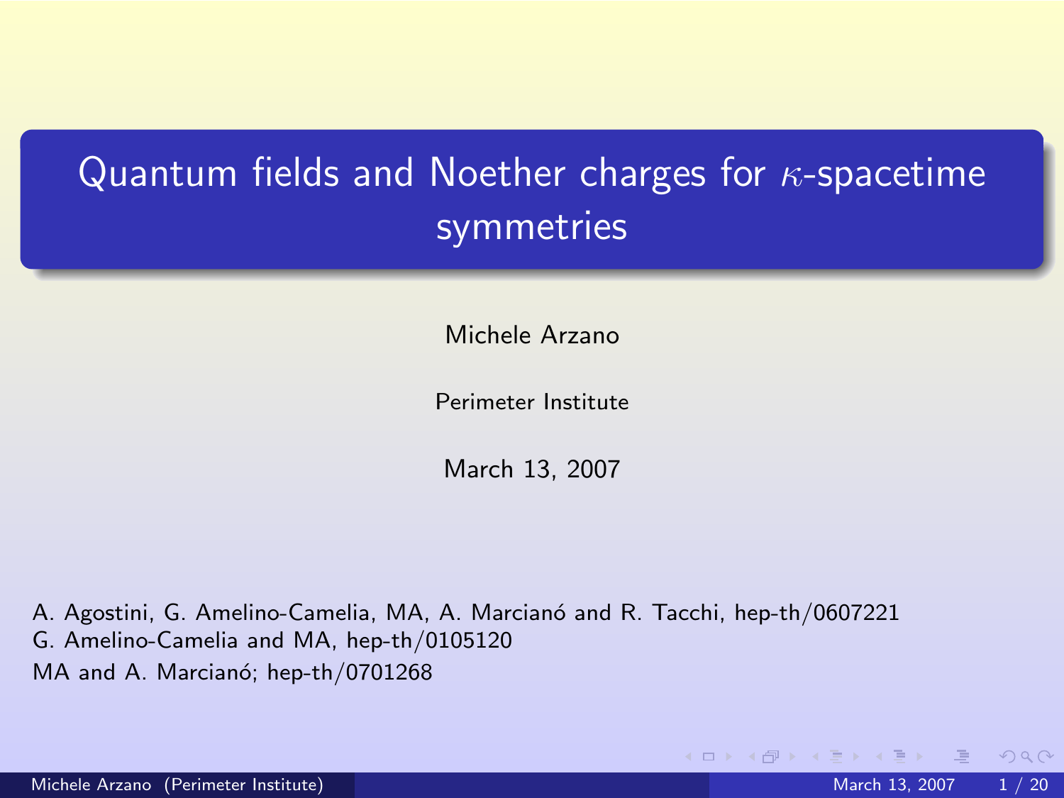# Quantum fields and Noether charges for $\kappa$-spacetime symmetries

Michele Arzano

Perimeter Institute

March 13, 2007

A. Agostini, G. Amelino-Camelia, MA, A. Marcianó and R. Tacchi, hep-th/0607221
G. Amelino-Camelia and MA, hep-th/0105120
MA and A. Marcianó; hep-th/0701268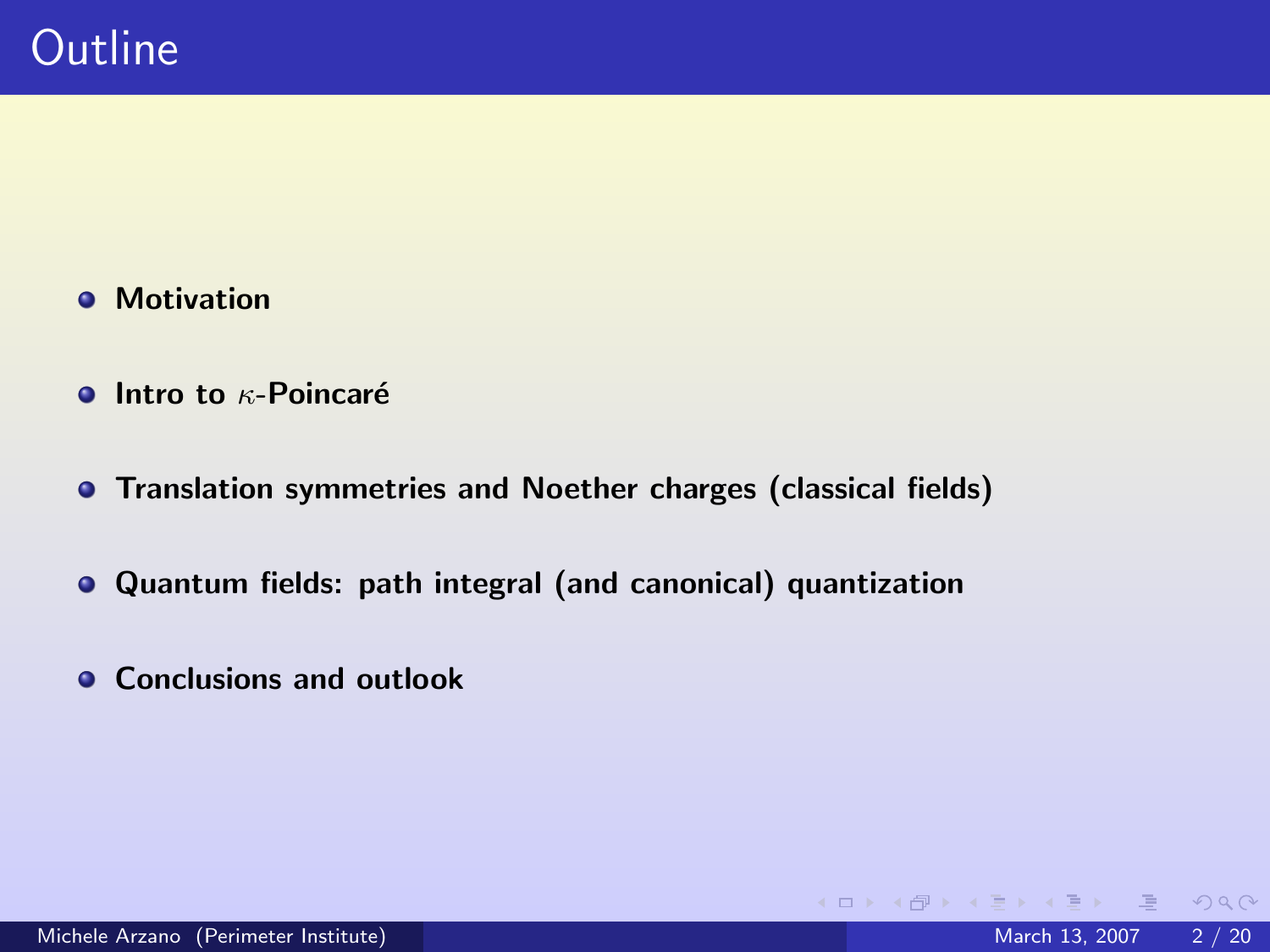# Outline

- **Motivation**
- **Intro to $\kappa$-Poincaré**
- **Translation symmetries and Noether charges (classical fields)**
- **Quantum fields: path integral (and canonical) quantization**
- **Conclusions and outlook**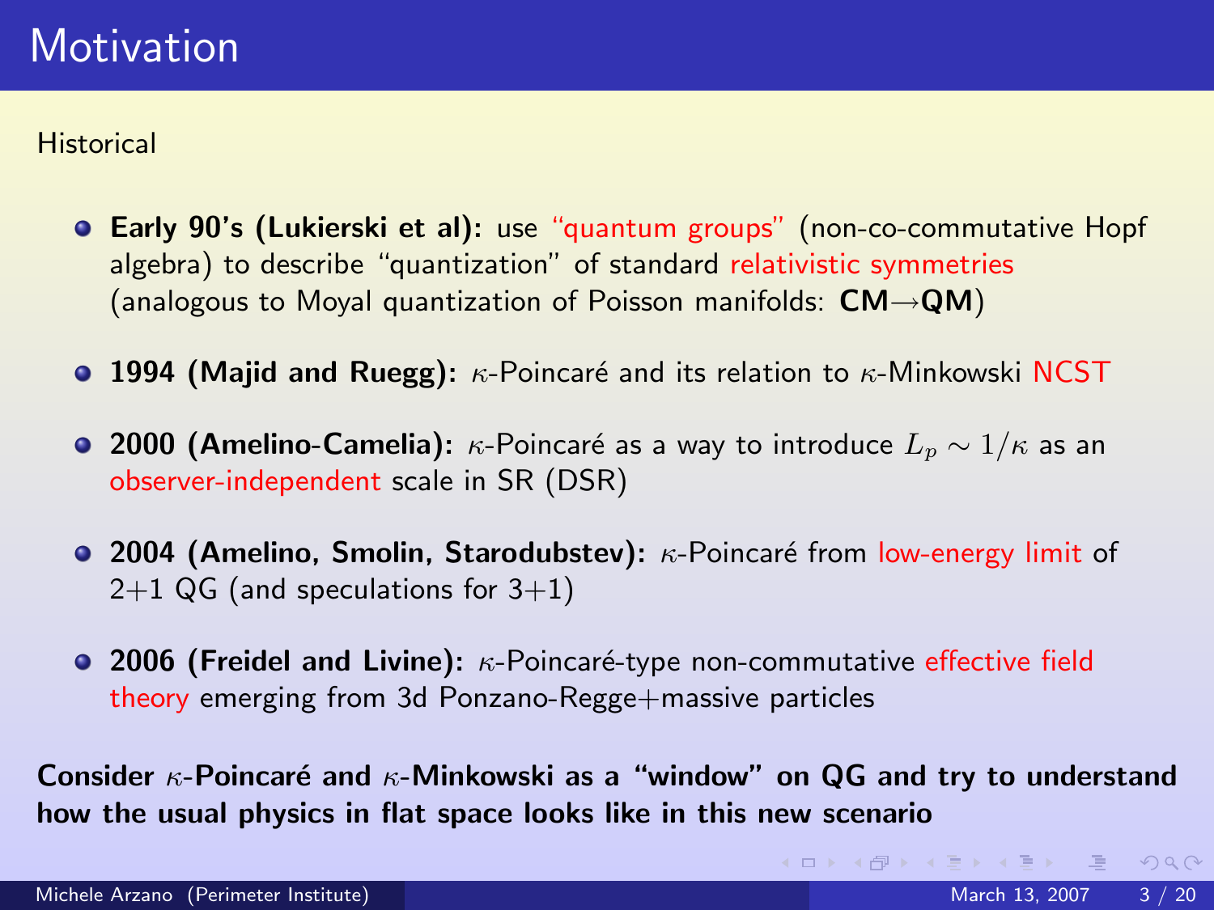# Motivation

Historical

- **Early 90's (Lukierski et al):** use "quantum groups" (non-co-commutative Hopf algebra) to describe "quantization" of standard relativistic symmetries (analogous to Moyal quantization of Poisson manifolds: **CM→QM**)
- **1994 (Majid and Ruegg):** $\kappa$-Poincaré and its relation to $\kappa$-Minkowski NCST
- **2000 (Amelino-Camelia):** $\kappa$-Poincaré as a way to introduce $L_p \sim 1/\kappa$ as an observer-independent scale in SR (DSR)
- **2004 (Amelino, Smolin, Starodubstev):** $\kappa$-Poincaré from low-energy limit of 2+1 QG (and speculations for 3+1)
- **2006 (Freidel and Livine):** $\kappa$-Poincaré-type non-commutative effective field theory emerging from 3d Ponzano-Regge+massive particles

**Consider $\kappa$-Poincaré and $\kappa$-Minkowski as a "window" on QG and try to understand how the usual physics in flat space looks like in this new scenario**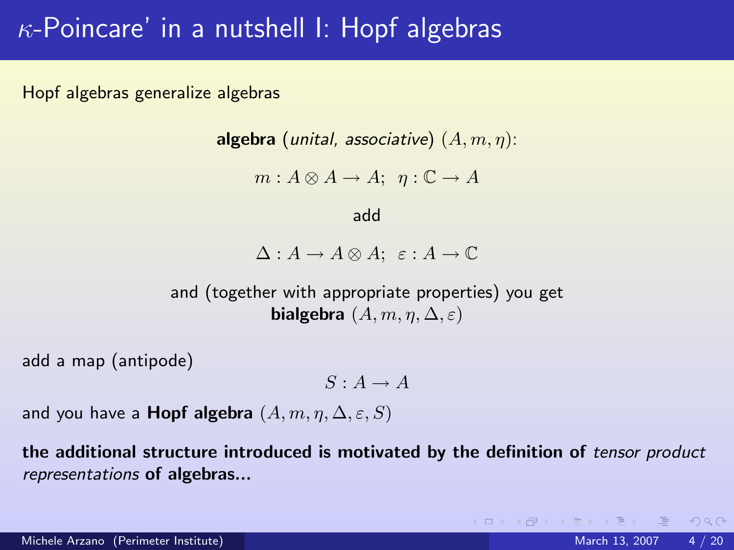# $\kappa$-Poincare' in a nutshell I: Hopf algebras

Hopf algebras generalize algebras

**algebra** (*unital, associative*) $(A, m, \eta)$:

$$m : A \otimes A \to A; \;\; \eta : \mathbb{C} \to A$$

add

$$\Delta : A \to A \otimes A; \;\; \varepsilon : A \to \mathbb{C}$$

and (together with appropriate properties) you get **bialgebra** $(A, m, \eta, \Delta, \varepsilon)$

add a map (antipode)

$$S : A \to A$$

and you have a **Hopf algebra** $(A, m, \eta, \Delta, \varepsilon, S)$

**the additional structure introduced is motivated by the definition of** *tensor product representations* **of algebras...**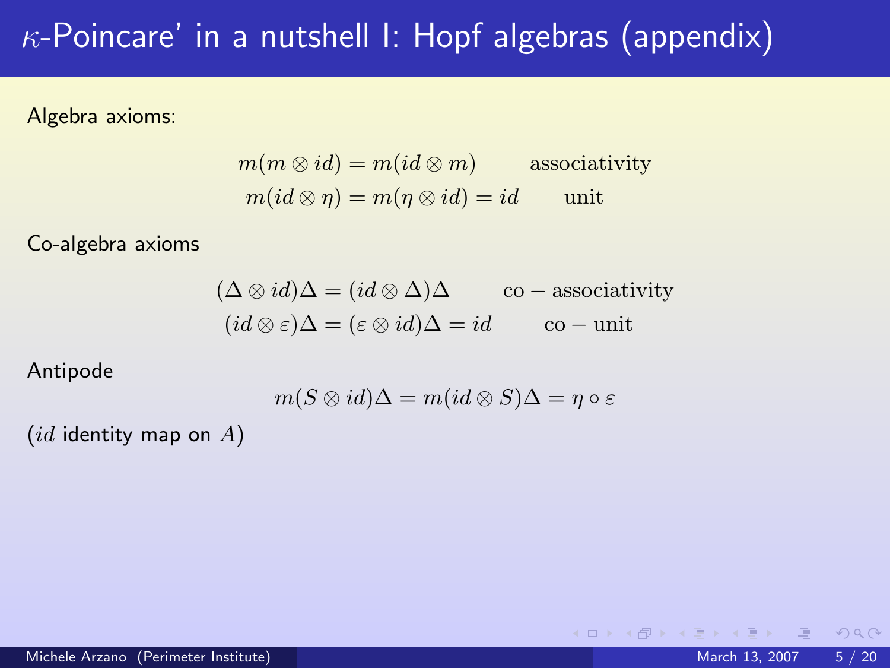# $\kappa$-Poincare' in a nutshell I: Hopf algebras (appendix)

Algebra axioms:

$$
\begin{aligned}
m(m \otimes id) &= m(id \otimes m) \qquad \text{associativity} \\
m(id \otimes \eta) &= m(\eta \otimes id) = id \qquad \text{unit}
\end{aligned}
$$

Co-algebra axioms

$$
\begin{aligned}
(\Delta \otimes id)\Delta &= (id \otimes \Delta)\Delta \qquad \text{co} - \text{associativity} \\
(id \otimes \varepsilon)\Delta &= (\varepsilon \otimes id)\Delta = id \qquad \text{co} - \text{unit}
\end{aligned}
$$

Antipode

$$
m(S \otimes id)\Delta = m(id \otimes S)\Delta = \eta \circ \varepsilon
$$

($id$ identity map on $A$)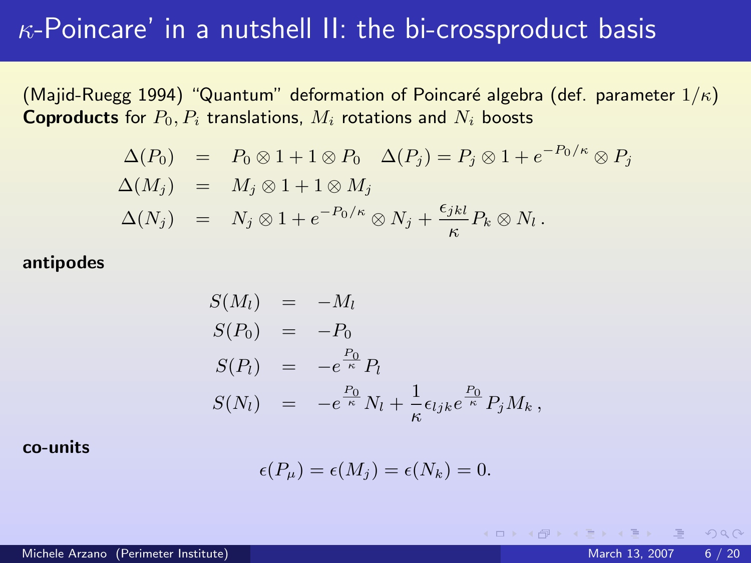# $\kappa$-Poincare' in a nutshell II: the bi-crossproduct basis

(Majid-Ruegg 1994) "Quantum" deformation of Poincaré algebra (def. parameter $1/\kappa$)
**Coproducts** for $P_0, P_i$ translations, $M_i$ rotations and $N_i$ boosts

$$
\begin{aligned}
\Delta(P_0) &= P_0 \otimes 1 + 1 \otimes P_0 \quad \Delta(P_j) = P_j \otimes 1 + e^{-P_0/\kappa} \otimes P_j \\
\Delta(M_j) &= M_j \otimes 1 + 1 \otimes M_j \\
\Delta(N_j) &= N_j \otimes 1 + e^{-P_0/\kappa} \otimes N_j + \frac{\epsilon_{jkl}}{\kappa} P_k \otimes N_l \,.
\end{aligned}
$$

**antipodes**

$$
\begin{aligned}
S(M_l) &= -M_l \\
S(P_0) &= -P_0 \\
S(P_l) &= -e^{\frac{P_0}{\kappa}} P_l \\
S(N_l) &= -e^{\frac{P_0}{\kappa}} N_l + \frac{1}{\kappa} \epsilon_{ljk} e^{\frac{P_0}{\kappa}} P_j M_k \,,
\end{aligned}
$$

**co-units**

$$
\epsilon(P_\mu) = \epsilon(M_j) = \epsilon(N_k) = 0.
$$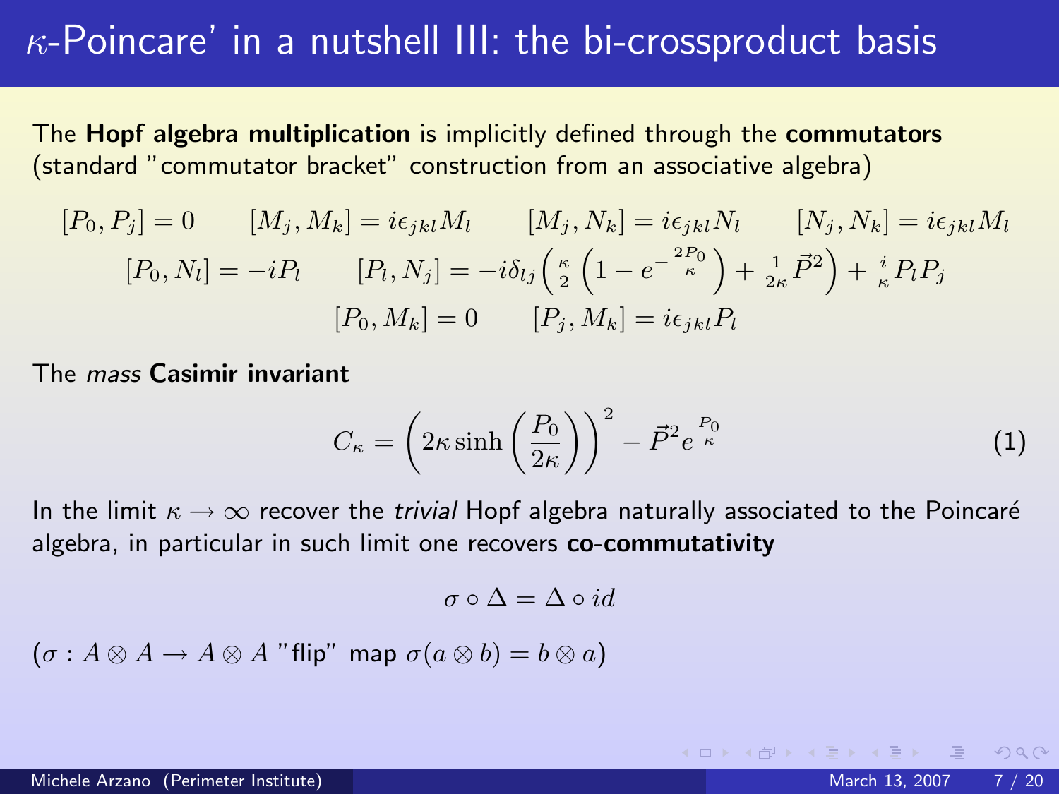# $\kappa$-Poincare' in a nutshell III: the bi-crossproduct basis

The **Hopf algebra multiplication** is implicitly defined through the **commutators** (standard "commutator bracket" construction from an associative algebra)

$$
[P_0, P_j] = 0 \qquad [M_j, M_k] = i\epsilon_{jkl} M_l \qquad [M_j, N_k] = i\epsilon_{jkl} N_l \qquad [N_j, N_k] = i\epsilon_{jkl} M_l
$$

$$
[P_0, N_l] = -iP_l \qquad [P_l, N_j] = -i\delta_{lj}\Big(\tfrac{\kappa}{2}\left(1 - e^{-\frac{2P_0}{\kappa}}\right) + \tfrac{1}{2\kappa}\vec{P}^2\Big) + \tfrac{i}{\kappa} P_l P_j
$$

$$
[P_0, M_k] = 0 \qquad [P_j, M_k] = i\epsilon_{jkl} P_l
$$

The *mass* **Casimir invariant**

$$
C_\kappa = \left(2\kappa \sinh\left(\frac{P_0}{2\kappa}\right)\right)^2 - \vec{P}^2 e^{\frac{P_0}{\kappa}} \tag{1}
$$

In the limit $\kappa \to \infty$ recover the *trivial* Hopf algebra naturally associated to the Poincaré algebra, in particular in such limit one recovers **co-commutativity**

$$
\sigma \circ \Delta = \Delta \circ id
$$

($\sigma : A \otimes A \to A \otimes A$ "flip" map $\sigma(a \otimes b) = b \otimes a$)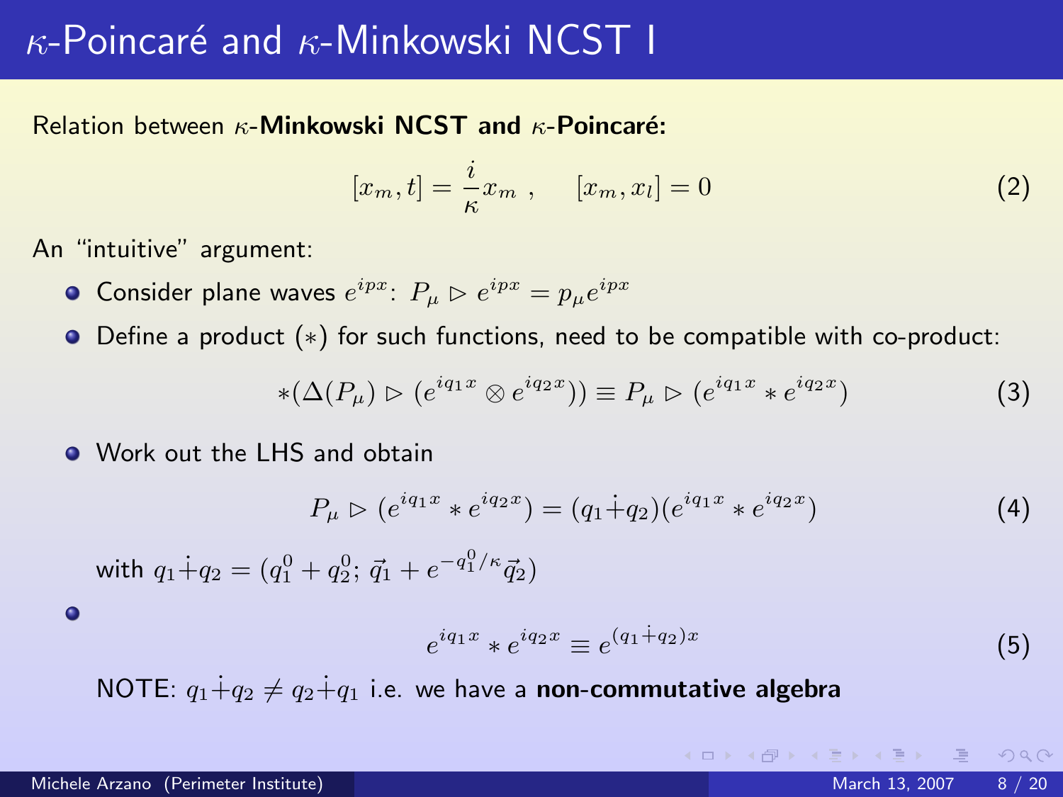# $\kappa$-Poincaré and $\kappa$-Minkowski NCST I

Relation between $\kappa$-**Minkowski NCST and** $\kappa$-**Poincaré:**

$$[x_m, t] = \frac{i}{\kappa} x_m \ , \quad [x_m, x_l] = 0 \tag{2}$$

An "intuitive" argument:

- Consider plane waves $e^{ipx}$: $P_\mu \triangleright e^{ipx} = p_\mu e^{ipx}$
- Define a product ($*$) for such functions, need to be compatible with co-product:

$$*(\Delta(P_\mu) \triangleright (e^{iq_1 x} \otimes e^{iq_2 x})) \equiv P_\mu \triangleright (e^{iq_1 x} * e^{iq_2 x}) \tag{3}$$

- Work out the LHS and obtain

$$P_\mu \triangleright (e^{iq_1 x} * e^{iq_2 x}) = (q_1 \dot{+} q_2)(e^{iq_1 x} * e^{iq_2 x}) \tag{4}$$

  with $q_1 \dot{+} q_2 = (q_1^0 + q_2^0; \, \vec{q}_1 + e^{-q_1^0/\kappa} \vec{q}_2)$

- $$e^{iq_1 x} * e^{iq_2 x} \equiv e^{(q_1 \dot{+} q_2)x} \tag{5}$$

  NOTE: $q_1 \dot{+} q_2 \neq q_2 \dot{+} q_1$ i.e. we have a **non-commutative algebra**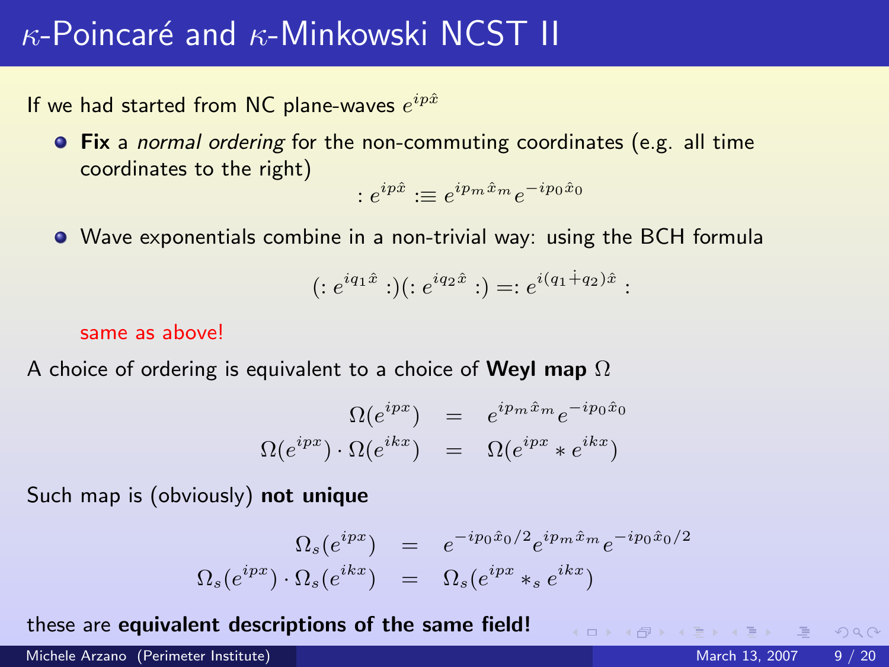# $\kappa$-Poincaré and $\kappa$-Minkowski NCST II

If we had started from NC plane-waves $e^{ip\hat{x}}$

- **Fix** a *normal ordering* for the non-commuting coordinates (e.g. all time coordinates to the right)

$$: e^{ip\hat{x}} :\equiv e^{ip_m \hat{x}_m} e^{-ip_0 \hat{x}_0}$$

- Wave exponentials combine in a non-trivial way: using the BCH formula

$$(: e^{iq_1 \hat{x}} :)(: e^{iq_2 \hat{x}} :) =: e^{i(q_1 \dot{+} q_2)\hat{x}} :$$

same as above!

A choice of ordering is equivalent to a choice of **Weyl map** $\Omega$

$$\begin{aligned} \Omega(e^{ipx}) &= e^{ip_m \hat{x}_m} e^{-ip_0 \hat{x}_0} \\ \Omega(e^{ipx}) \cdot \Omega(e^{ikx}) &= \Omega(e^{ipx} * e^{ikx}) \end{aligned}$$

Such map is (obviously) **not unique**

$$\begin{aligned} \Omega_s(e^{ipx}) &= e^{-ip_0 \hat{x}_0/2} e^{ip_m \hat{x}_m} e^{-ip_0 \hat{x}_0/2} \\ \Omega_s(e^{ipx}) \cdot \Omega_s(e^{ikx}) &= \Omega_s(e^{ipx} *_s e^{ikx}) \end{aligned}$$

these are **equivalent descriptions of the same field!**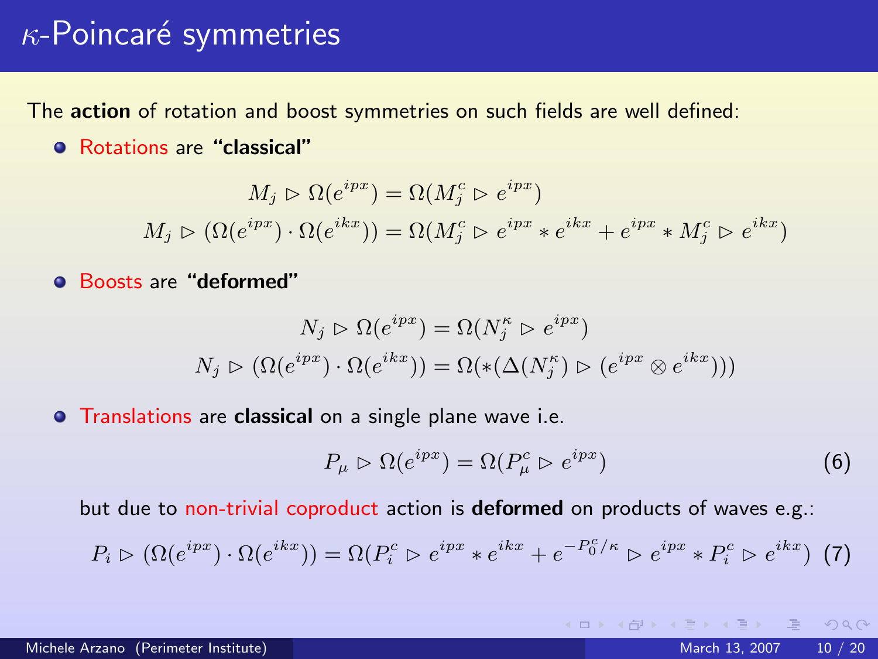# $\kappa$-Poincaré symmetries

The **action** of rotation and boost symmetries on such fields are well defined:

- Rotations are **"classical"**

$$M_j \triangleright \Omega(e^{ipx}) = \Omega(M_j^c \triangleright e^{ipx})$$

$$M_j \triangleright (\Omega(e^{ipx}) \cdot \Omega(e^{ikx})) = \Omega(M_j^c \triangleright e^{ipx} * e^{ikx} + e^{ipx} * M_j^c \triangleright e^{ikx})$$

- Boosts are **"deformed"**

$$N_j \triangleright \Omega(e^{ipx}) = \Omega(N_j^\kappa \triangleright e^{ipx})$$

$$N_j \triangleright (\Omega(e^{ipx}) \cdot \Omega(e^{ikx})) = \Omega(*(\Delta(N_j^\kappa) \triangleright (e^{ipx} \otimes e^{ikx})))$$

- Translations are **classical** on a single plane wave i.e.

$$P_\mu \triangleright \Omega(e^{ipx}) = \Omega(P_\mu^c \triangleright e^{ipx}) \tag{6}$$

but due to non-trivial coproduct action is **deformed** on products of waves e.g.:

$$P_i \triangleright (\Omega(e^{ipx}) \cdot \Omega(e^{ikx})) = \Omega(P_i^c \triangleright e^{ipx} * e^{ikx} + e^{-P_0^c/\kappa} \triangleright e^{ipx} * P_i^c \triangleright e^{ikx}) \tag{7}$$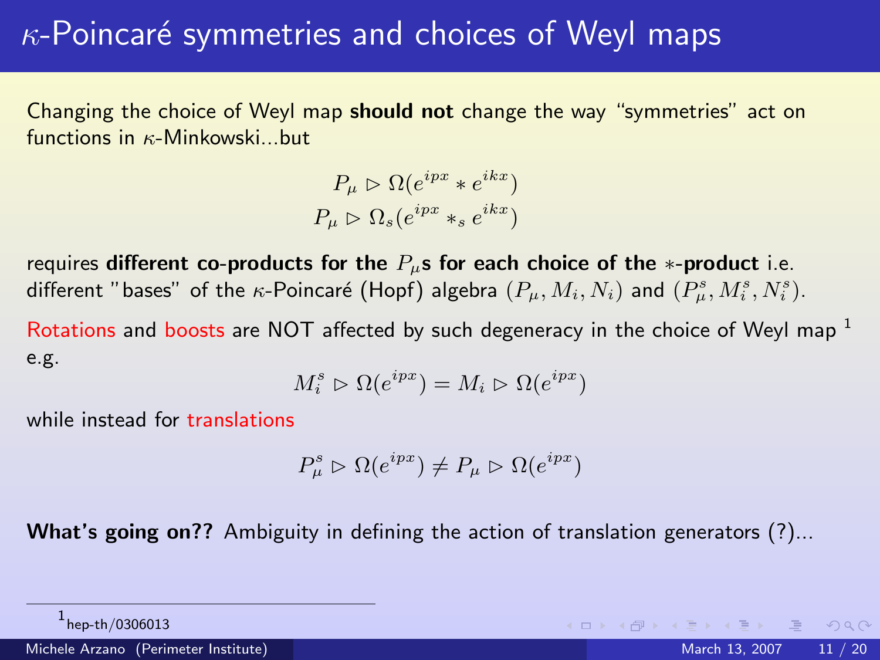# $\kappa$-Poincaré symmetries and choices of Weyl maps

Changing the choice of Weyl map **should not** change the way "symmetries" act on functions in $\kappa$-Minkowski...but

$$P_\mu \triangleright \Omega(e^{ipx} * e^{ikx})$$
$$P_\mu \triangleright \Omega_s(e^{ipx} *_s e^{ikx})$$

requires **different co-products for the $P_\mu$s for each choice of the $*$-product** i.e. different "bases" of the $\kappa$-Poincaré (Hopf) algebra $(P_\mu, M_i, N_i)$ and $(P^s_\mu, M^s_i, N^s_i)$.

Rotations and boosts are NOT affected by such degeneracy in the choice of Weyl map [1] e.g.

$$M^s_i \triangleright \Omega(e^{ipx}) = M_i \triangleright \Omega(e^{ipx})$$

while instead for translations

$$P^s_\mu \triangleright \Omega(e^{ipx}) \neq P_\mu \triangleright \Omega(e^{ipx})$$

**What's going on??** Ambiguity in defining the action of translation generators (?)...

[1] hep-th/0306013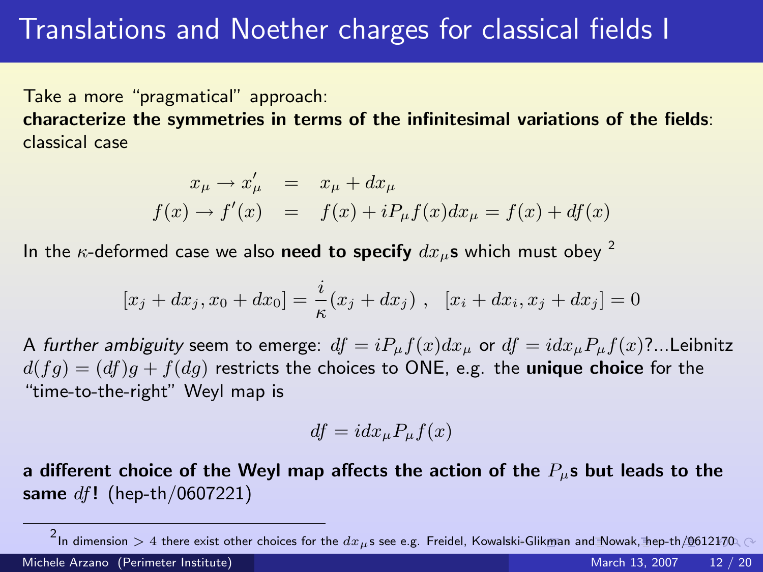# Translations and Noether charges for classical fields I

Take a more "pragmatical" approach:
**characterize the symmetries in terms of the infinitesimal variations of the fields**: classical case

$$
\begin{aligned}
x_\mu \rightarrow x'_\mu &= x_\mu + dx_\mu \\
f(x) \rightarrow f'(x) &= f(x) + iP_\mu f(x) dx_\mu = f(x) + df(x)
\end{aligned}
$$

In the $\kappa$-deformed case we also **need to specify $dx_\mu$s** which must obey [2]

$$
[x_j + dx_j, x_0 + dx_0] = \frac{i}{\kappa}(x_j + dx_j) \ , \quad [x_i + dx_i, x_j + dx_j] = 0
$$

A *further ambiguity* seem to emerge: $df = iP_\mu f(x) dx_\mu$ or $df = i dx_\mu P_\mu f(x)$?...Leibnitz $d(fg) = (df)g + f(dg)$ restricts the choices to ONE, e.g. the **unique choice** for the "time-to-the-right" Weyl map is

$$
df = i dx_\mu P_\mu f(x)
$$

**a different choice of the Weyl map affects the action of the $P_\mu$s but leads to the same $df$!** (hep-th/0607221)

[2] In dimension $> 4$ there exist other choices for the $dx_\mu$s see e.g. Freidel, Kowalski-Glikman and Nowak, hep-th/0612170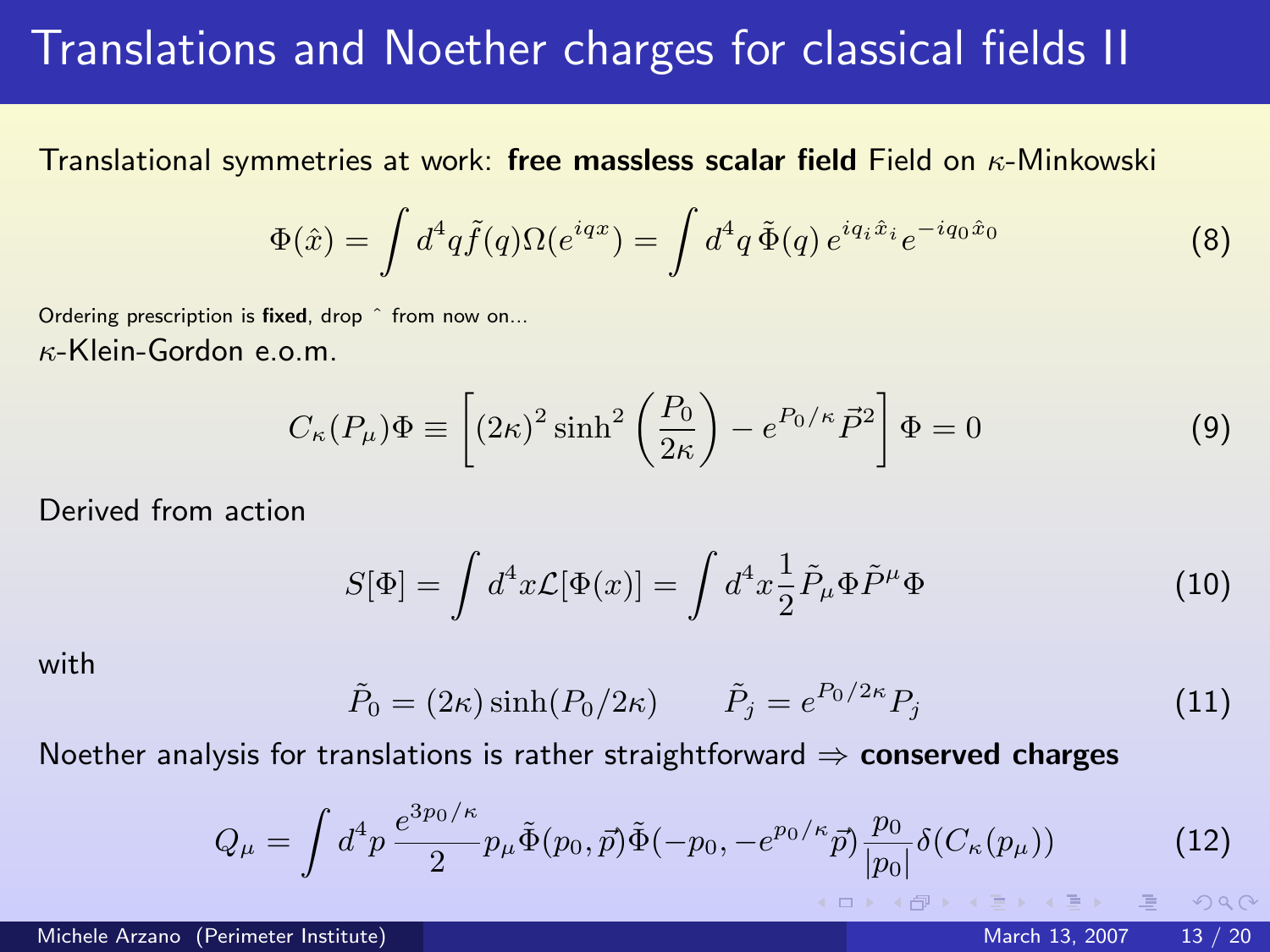# Translations and Noether charges for classical fields II

Translational symmetries at work: **free massless scalar field** Field on $\kappa$-Minkowski

$$\Phi(\hat{x}) = \int d^4q \tilde{f}(q)\Omega(e^{iqx}) = \int d^4q\, \tilde{\Phi}(q)\, e^{iq_i\hat{x}_i} e^{-iq_0\hat{x}_0} \tag{8}$$

Ordering prescription is **fixed**, drop ˆ from now on...

$\kappa$-Klein-Gordon e.o.m.

$$C_\kappa(P_\mu)\Phi \equiv \left[(2\kappa)^2 \sinh^2\left(\frac{P_0}{2\kappa}\right) - e^{P_0/\kappa}\vec{P}^2\right]\Phi = 0 \tag{9}$$

Derived from action

$$S[\Phi] = \int d^4x \mathcal{L}[\Phi(x)] = \int d^4x \frac{1}{2}\tilde{P}_\mu\Phi\tilde{P}^\mu\Phi \tag{10}$$

with

$$\tilde{P}_0 = (2\kappa)\sinh(P_0/2\kappa) \qquad \tilde{P}_j = e^{P_0/2\kappa}P_j \tag{11}$$

Noether analysis for translations is rather straightforward $\Rightarrow$ **conserved charges**

$$Q_\mu = \int d^4p\, \frac{e^{3p_0/\kappa}}{2} p_\mu \tilde{\Phi}(p_0,\vec{p})\tilde{\Phi}(-p_0, -e^{p_0/\kappa}\vec{p})\frac{p_0}{|p_0|}\delta(C_\kappa(p_\mu)) \tag{12}$$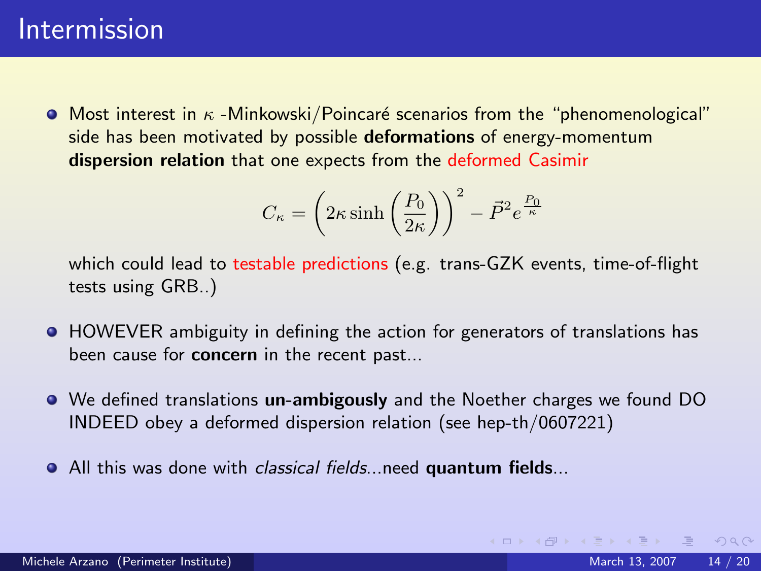# Intermission

- Most interest in $\kappa$ -Minkowski/Poincaré scenarios from the "phenomenological" side has been motivated by possible **deformations** of energy-momentum **dispersion relation** that one expects from the deformed Casimir

$$C_\kappa = \left(2\kappa \sinh\left(\frac{P_0}{2\kappa}\right)\right)^2 - \vec{P}^2 e^{\frac{P_0}{\kappa}}$$

  which could lead to testable predictions (e.g. trans-GZK events, time-of-flight tests using GRB..)

- HOWEVER ambiguity in defining the action for generators of translations has been cause for **concern** in the recent past...

- We defined translations **un-ambigously** and the Noether charges we found DO INDEED obey a deformed dispersion relation (see hep-th/0607221)

- All this was done with *classical fields*...need **quantum fields**...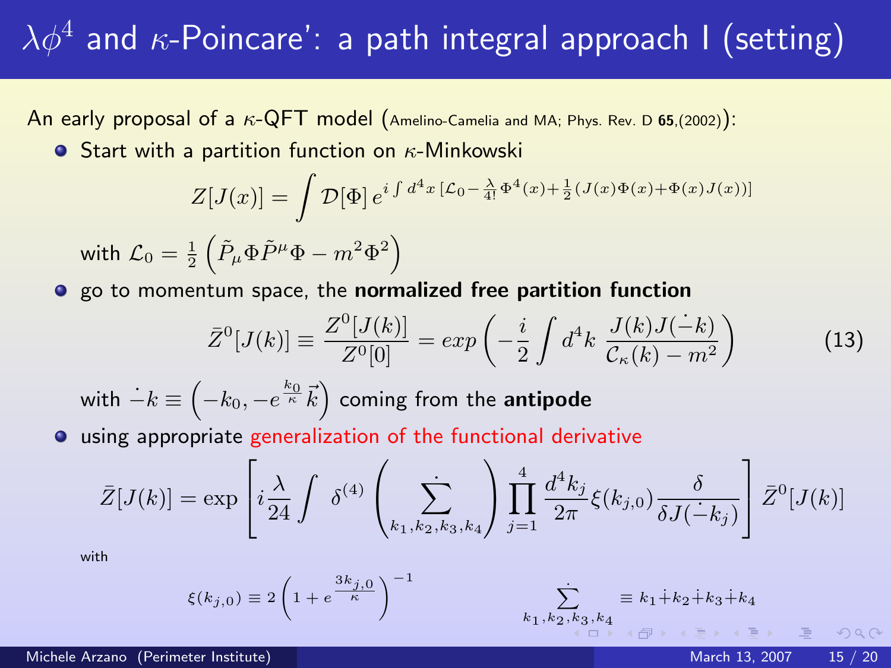# $\lambda\phi^4$ and $\kappa$-Poincare': a path integral approach I (setting)

An early proposal of a $\kappa$-QFT model (Amelino-Camelia and MA; Phys. Rev. D **65**,(2002)):

- Start with a partition function on $\kappa$-Minkowski

$$Z[J(x)] = \int \mathcal{D}[\Phi]\, e^{i\int d^4x\,[\mathcal{L}_0 - \frac{\lambda}{4!}\Phi^4(x) + \frac{1}{2}(J(x)\Phi(x)+\Phi(x)J(x))]}$$

  with $\mathcal{L}_0 = \frac{1}{2}\left(\tilde{P}_\mu \Phi \tilde{P}^\mu \Phi - m^2\Phi^2\right)$

- go to momentum space, the **normalized free partition function**

$$\bar{Z}^0[J(k)] \equiv \frac{Z^0[J(k)]}{Z^0[0]} = exp\left(-\frac{i}{2}\int d^4k\, \frac{J(k)J(\dot{-}k)}{\mathcal{C}_\kappa(k) - m^2}\right) \tag{13}$$

  with $\dot{-}k \equiv \left(-k_0, -e^{\frac{k_0}{\kappa}}\vec{k}\right)$ coming from the **antipode**

- using appropriate generalization of the functional derivative

$$\bar{Z}[J(k)] = \exp\left[i\frac{\lambda}{24}\int\ \delta^{(4)}\left(\dot{\sum_{k_1,k_2,k_3,k_4}}\right)\prod_{j=1}^{4}\frac{d^4k_j}{2\pi}\xi(k_{j,0})\frac{\delta}{\delta J(\dot{-}k_j)}\right]\bar{Z}^0[J(k)]$$

  with

$$\xi(k_{j,0}) \equiv 2\left(1 + e^{\frac{3k_{j,0}}{\kappa}}\right)^{-1} \qquad \dot{\sum_{k_1,k_2,k_3,k_4}} \equiv k_1 \dot{+} k_2 \dot{+} k_3 \dot{+} k_4$$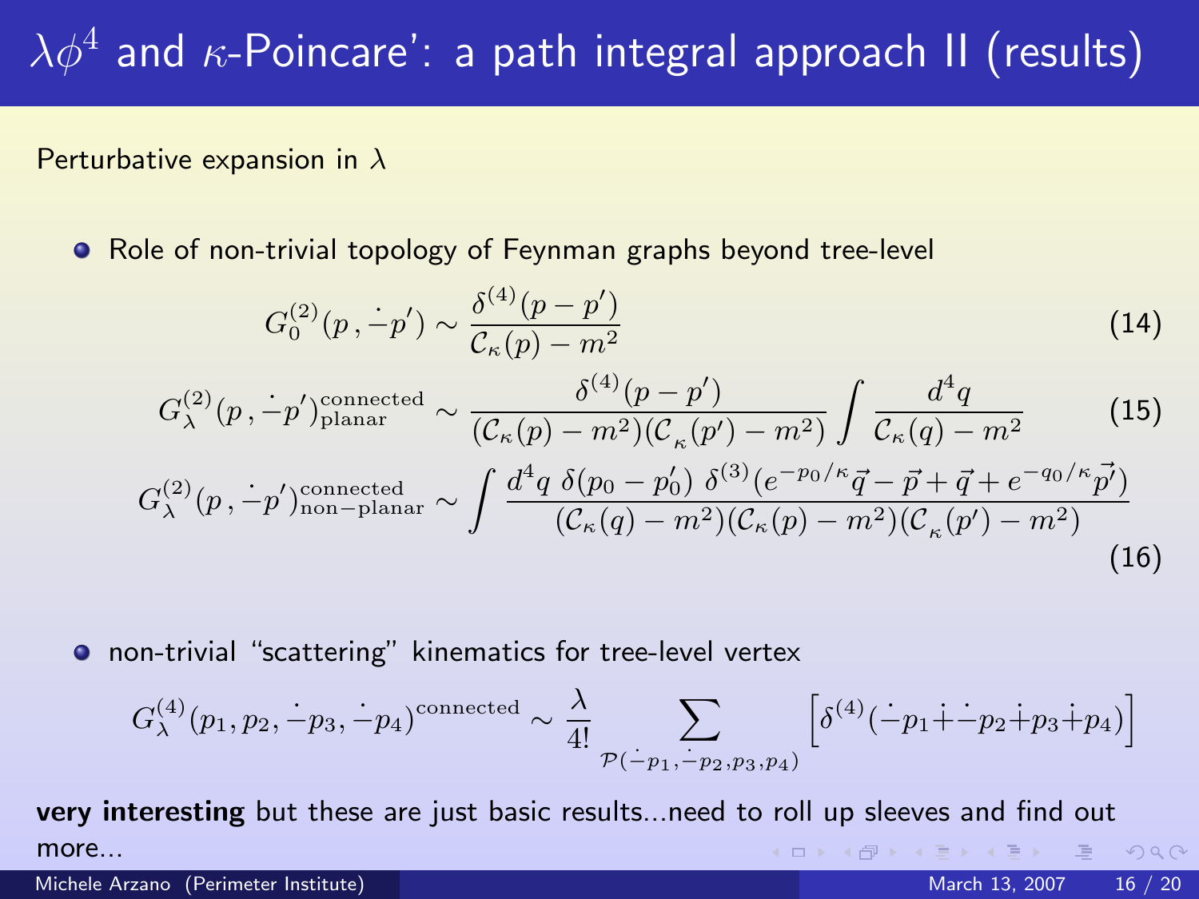# $\lambda\phi^4$ and $\kappa$-Poincare': a path integral approach II (results)

Perturbative expansion in $\lambda$

- Role of non-trivial topology of Feynman graphs beyond tree-level

$$G_0^{(2)}(p\,,\dot{-}p') \sim \frac{\delta^{(4)}(p-p')}{\mathcal{C}_\kappa(p)-m^2} \tag{14}$$

$$G_\lambda^{(2)}(p\,,\dot{-}p')^{\text{connected}}_{\text{planar}} \sim \frac{\delta^{(4)}(p-p')}{(\mathcal{C}_\kappa(p)-m^2)(\mathcal{C}_\kappa(p')-m^2)} \int \frac{d^4q}{\mathcal{C}_\kappa(q)-m^2} \tag{15}$$

$$G_\lambda^{(2)}(p\,,\dot{-}p')^{\text{connected}}_{\text{non-planar}} \sim \int \frac{d^4q\ \delta(p_0-p_0')\ \delta^{(3)}(e^{-p_0/\kappa}\vec{q}-\vec{p}+\vec{q}+e^{-q_0/\kappa}\vec{p'})}{(\mathcal{C}_\kappa(q)-m^2)(\mathcal{C}_\kappa(p)-m^2)(\mathcal{C}_\kappa(p')-m^2)} \tag{16}$$

- non-trivial "scattering" kinematics for tree-level vertex

$$G_\lambda^{(4)}(p_1,p_2,\dot{-}p_3,\dot{-}p_4)^{\text{connected}} \sim \frac{\lambda}{4!} \sum_{\mathcal{P}(\dot{-}p_1,\dot{-}p_2,p_3,p_4)} \left[\delta^{(4)}(\dot{-}p_1\dot{+}\dot{-}p_2\dot{+}p_3\dot{+}p_4)\right]$$

**very interesting** but these are just basic results...need to roll up sleeves and find out more...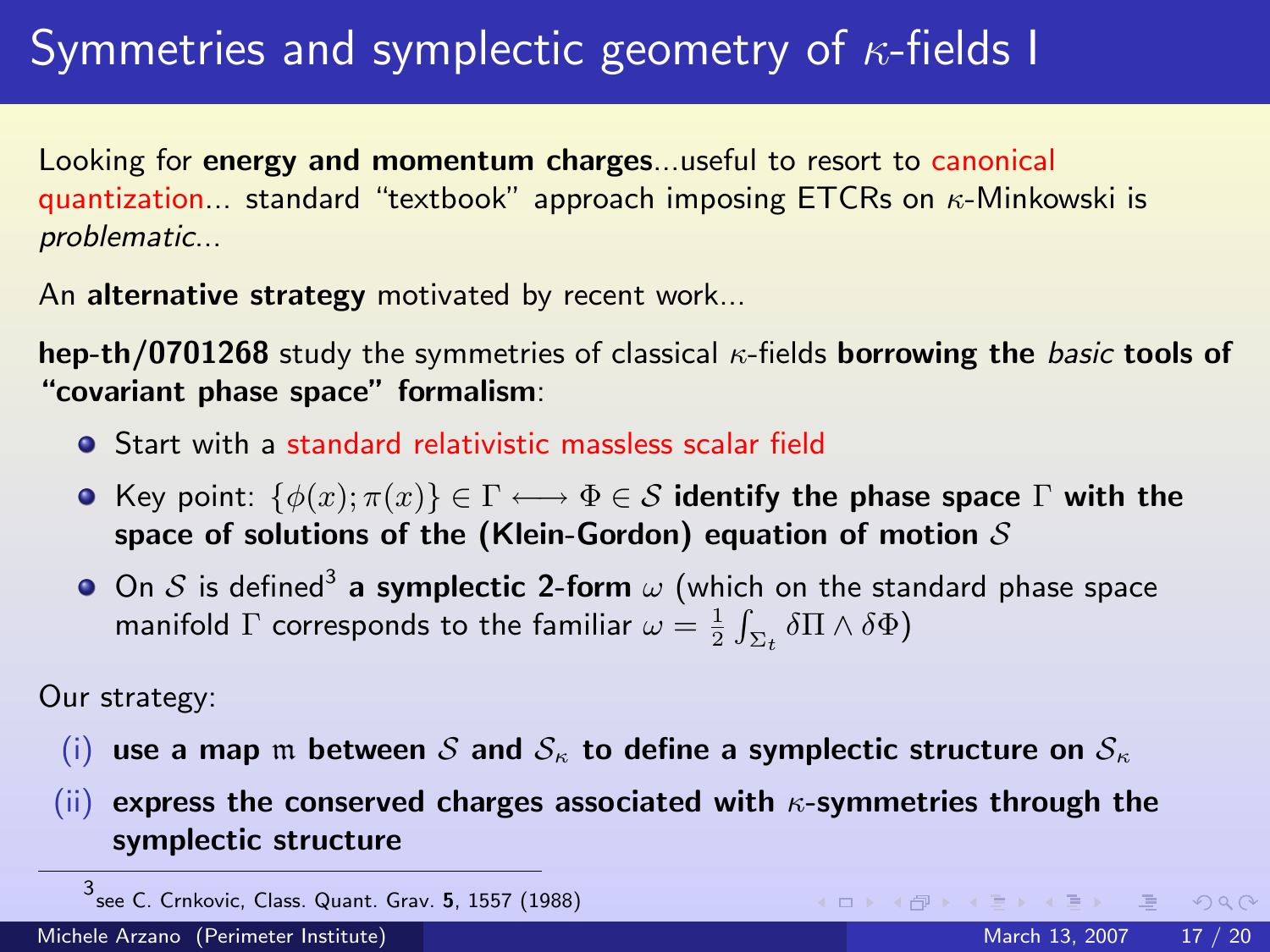# Symmetries and symplectic geometry of $\kappa$-fields I

Looking for **energy and momentum charges**...useful to resort to canonical quantization... standard "textbook" approach imposing ETCRs on $\kappa$-Minkowski is *problematic*...

An **alternative strategy** motivated by recent work...

**hep-th/0701268** study the symmetries of classical $\kappa$-fields **borrowing the *basic* tools of "covariant phase space" formalism**:

- Start with a standard relativistic massless scalar field
- Key point: $\{\phi(x); \pi(x)\} \in \Gamma \longleftrightarrow \Phi \in \mathcal{S}$ **identify the phase space $\Gamma$ with the space of solutions of the (Klein-Gordon) equation of motion $\mathcal{S}$**
- On $\mathcal{S}$ is defined[3] **a symplectic 2-form $\omega$** (which on the standard phase space manifold $\Gamma$ corresponds to the familiar $\omega = \frac{1}{2}\int_{\Sigma_t} \delta\Pi \wedge \delta\Phi$)

Our strategy:

(i) **use a map $\mathfrak{m}$ between $\mathcal{S}$ and $\mathcal{S}_\kappa$ to define a symplectic structure on $\mathcal{S}_\kappa$**

(ii) **express the conserved charges associated with $\kappa$-symmetries through the symplectic structure**

[3] see C. Crnkovic, Class. Quant. Grav. **5**, 1557 (1988)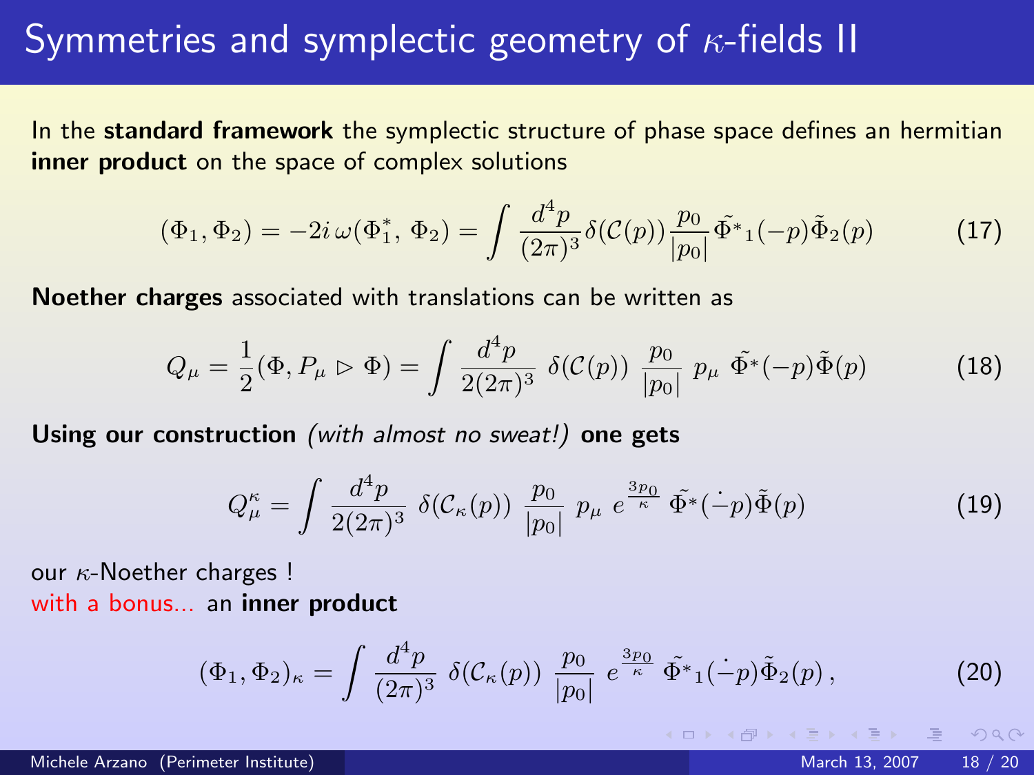# Symmetries and symplectic geometry of $\kappa$-fields II

In the **standard framework** the symplectic structure of phase space defines an hermitian **inner product** on the space of complex solutions

$$(\Phi_1, \Phi_2) = -2i\,\omega(\Phi_1^*,\, \Phi_2) = \int \frac{d^4p}{(2\pi)^3}\delta(\mathcal{C}(p))\frac{p_0}{|p_0|}\tilde{\Phi^*}_1(-p)\tilde{\Phi}_2(p) \tag{17}$$

**Noether charges** associated with translations can be written as

$$Q_\mu = \frac{1}{2}(\Phi, P_\mu \triangleright \Phi) = \int \frac{d^4p}{2(2\pi)^3}\;\delta(\mathcal{C}(p))\;\frac{p_0}{|p_0|}\;p_\mu\;\tilde{\Phi^*}(-p)\tilde{\Phi}(p) \tag{18}$$

**Using our construction** *(with almost no sweat!)* **one gets**

$$Q_\mu^\kappa = \int \frac{d^4p}{2(2\pi)^3}\;\delta(\mathcal{C}_\kappa(p))\;\frac{p_0}{|p_0|}\;p_\mu\;e^{\frac{3p_0}{\kappa}}\;\tilde{\Phi^*}(\dot{-}p)\tilde{\Phi}(p) \tag{19}$$

our $\kappa$-Noether charges !
with a bonus... an **inner product**

$$(\Phi_1, \Phi_2)_\kappa = \int \frac{d^4p}{(2\pi)^3}\;\delta(\mathcal{C}_\kappa(p))\;\frac{p_0}{|p_0|}\;e^{\frac{3p_0}{\kappa}}\;\tilde{\Phi^*}_1(\dot{-}p)\tilde{\Phi}_2(p)\,, \tag{20}$$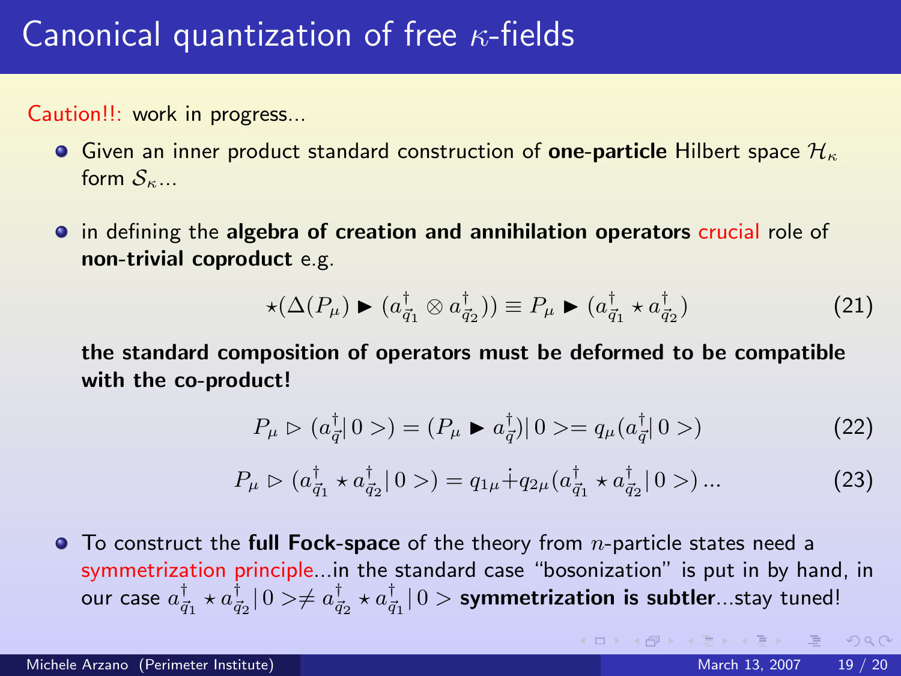# Canonical quantization of free $\kappa$-fields

Caution!!: work in progress...

- Given an inner product standard construction of **one-particle** Hilbert space $\mathcal{H}_\kappa$ form $\mathcal{S}_\kappa$...

- in defining the **algebra of creation and annihilation operators** crucial role of **non-trivial coproduct** e.g.

$$\star(\Delta(P_\mu) \blacktriangleright (a^\dagger_{\vec{q}_1} \otimes a^\dagger_{\vec{q}_2})) \equiv P_\mu \blacktriangleright (a^\dagger_{\vec{q}_1} \star a^\dagger_{\vec{q}_2}) \tag{21}$$

  **the standard composition of operators must be deformed to be compatible with the co-product!**

$$P_\mu \triangleright (a^\dagger_{\vec{q}}|\,0>) = (P_\mu \blacktriangleright a^\dagger_{\vec{q}})|\,0> = q_\mu(a^\dagger_{\vec{q}}|\,0>) \tag{22}$$

$$P_\mu \triangleright (a^\dagger_{\vec{q}_1} \star a^\dagger_{\vec{q}_2}|\,0>) = q_{1\mu}\dot{+}q_{2\mu}(a^\dagger_{\vec{q}_1} \star a^\dagger_{\vec{q}_2}|\,0>)\ldots \tag{23}$$

- To construct the **full Fock-space** of the theory from $n$-particle states need a symmetrization principle...in the standard case "bosonization" is put in by hand, in our case $a^\dagger_{\vec{q}_1} \star a^\dagger_{\vec{q}_2}|\,0> \neq a^\dagger_{\vec{q}_2} \star a^\dagger_{\vec{q}_1}|\,0>$ **symmetrization is subtler**...stay tuned!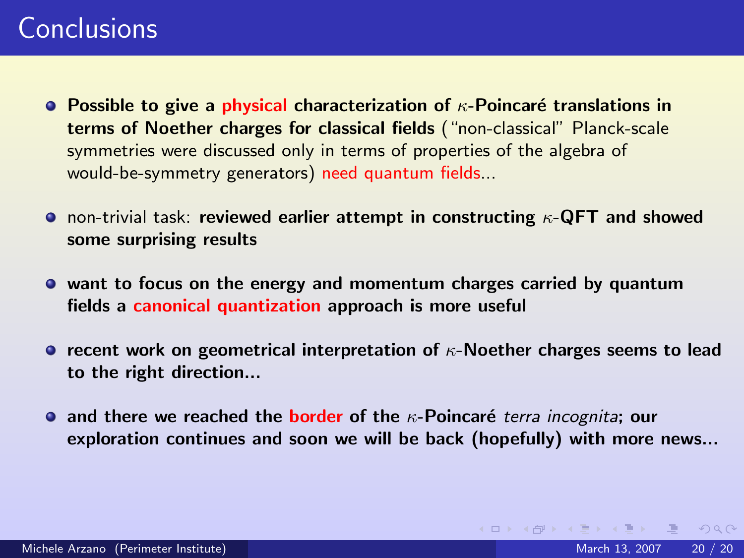# Conclusions

- **Possible to give a physical characterization of $\kappa$-Poincaré translations in terms of Noether charges for classical fields** ("non-classical" Planck-scale symmetries were discussed only in terms of properties of the algebra of would-be-symmetry generators) need quantum fields...
- non-trivial task: **reviewed earlier attempt in constructing $\kappa$-QFT and showed some surprising results**
- **want to focus on the energy and momentum charges carried by quantum fields a canonical quantization approach is more useful**
- **recent work on geometrical interpretation of $\kappa$-Noether charges seems to lead to the right direction...**
- **and there we reached the border of the $\kappa$-Poincaré** *terra incognita*; **our exploration continues and soon we will be back (hopefully) with more news...**